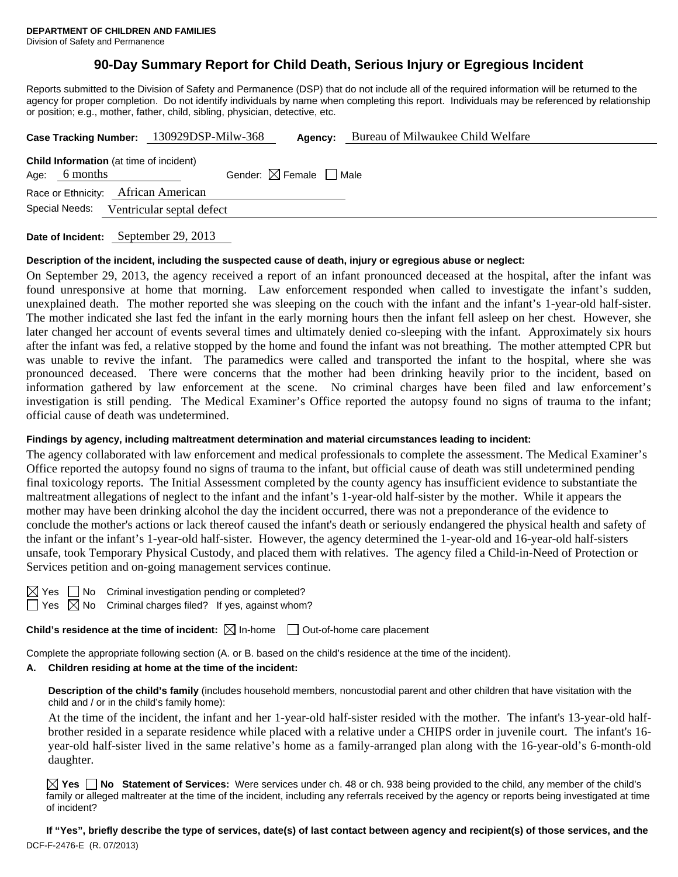**DEPARTMENT OF CHILDREN AND FAMILIES**
Division of Safety and Permanence

# 90-Day Summary Report for Child Death, Serious Injury or Egregious Incident

Reports submitted to the Division of Safety and Permanence (DSP) that do not include all of the required information will be returned to the agency for proper completion. Do not identify individuals by name when completing this report. Individuals may be referenced by relationship or position; e.g., mother, father, child, sibling, physician, detective, etc.

**Case Tracking Number:** 130929DSP-Milw-368 **Agency:** Bureau of Milwaukee Child Welfare

**Child Information** (at time of incident)
Age: 6 months Gender: ☒ Female ☐ Male
Race or Ethnicity: African American
Special Needs: Ventricular septal defect

**Date of Incident:** September 29, 2013

**Description of the incident, including the suspected cause of death, injury or egregious abuse or neglect:**

On September 29, 2013, the agency received a report of an infant pronounced deceased at the hospital, after the infant was found unresponsive at home that morning. Law enforcement responded when called to investigate the infant's sudden, unexplained death. The mother reported she was sleeping on the couch with the infant and the infant's 1-year-old half-sister. The mother indicated she last fed the infant in the early morning hours then the infant fell asleep on her chest. However, she later changed her account of events several times and ultimately denied co-sleeping with the infant. Approximately six hours after the infant was fed, a relative stopped by the home and found the infant was not breathing. The mother attempted CPR but was unable to revive the infant. The paramedics were called and transported the infant to the hospital, where she was pronounced deceased. There were concerns that the mother had been drinking heavily prior to the incident, based on information gathered by law enforcement at the scene. No criminal charges have been filed and law enforcement's investigation is still pending. The Medical Examiner's Office reported the autopsy found no signs of trauma to the infant; official cause of death was undetermined.

**Findings by agency, including maltreatment determination and material circumstances leading to incident:**

The agency collaborated with law enforcement and medical professionals to complete the assessment. The Medical Examiner's Office reported the autopsy found no signs of trauma to the infant, but official cause of death was still undetermined pending final toxicology reports. The Initial Assessment completed by the county agency has insufficient evidence to substantiate the maltreatment allegations of neglect to the infant and the infant's 1-year-old half-sister by the mother. While it appears the mother may have been drinking alcohol the day the incident occurred, there was not a preponderance of the evidence to conclude the mother's actions or lack thereof caused the infant's death or seriously endangered the physical health and safety of the infant or the infant's 1-year-old half-sister. However, the agency determined the 1-year-old and 16-year-old half-sisters unsafe, took Temporary Physical Custody, and placed them with relatives. The agency filed a Child-in-Need of Protection or Services petition and on-going management services continue.

☒ Yes ☐ No Criminal investigation pending or completed?
☐ Yes ☒ No Criminal charges filed? If yes, against whom?

**Child's residence at the time of incident:** ☒ In-home ☐ Out-of-home care placement

Complete the appropriate following section (A. or B. based on the child's residence at the time of the incident).

**A. Children residing at home at the time of the incident:**

**Description of the child's family** (includes household members, noncustodial parent and other children that have visitation with the child and / or in the child's family home):

At the time of the incident, the infant and her 1-year-old half-sister resided with the mother. The infant's 13-year-old half-brother resided in a separate residence while placed with a relative under a CHIPS order in juvenile court. The infant's 16-year-old half-sister lived in the same relative's home as a family-arranged plan along with the 16-year-old's 6-month-old daughter.

☒ **Yes** ☐ **No Statement of Services:** Were services under ch. 48 or ch. 938 being provided to the child, any member of the child's family or alleged maltreater at the time of the incident, including any referrals received by the agency or reports being investigated at time of incident?

**If "Yes", briefly describe the type of services, date(s) of last contact between agency and recipient(s) of those services, and the**

DCF-F-2476-E (R. 07/2013)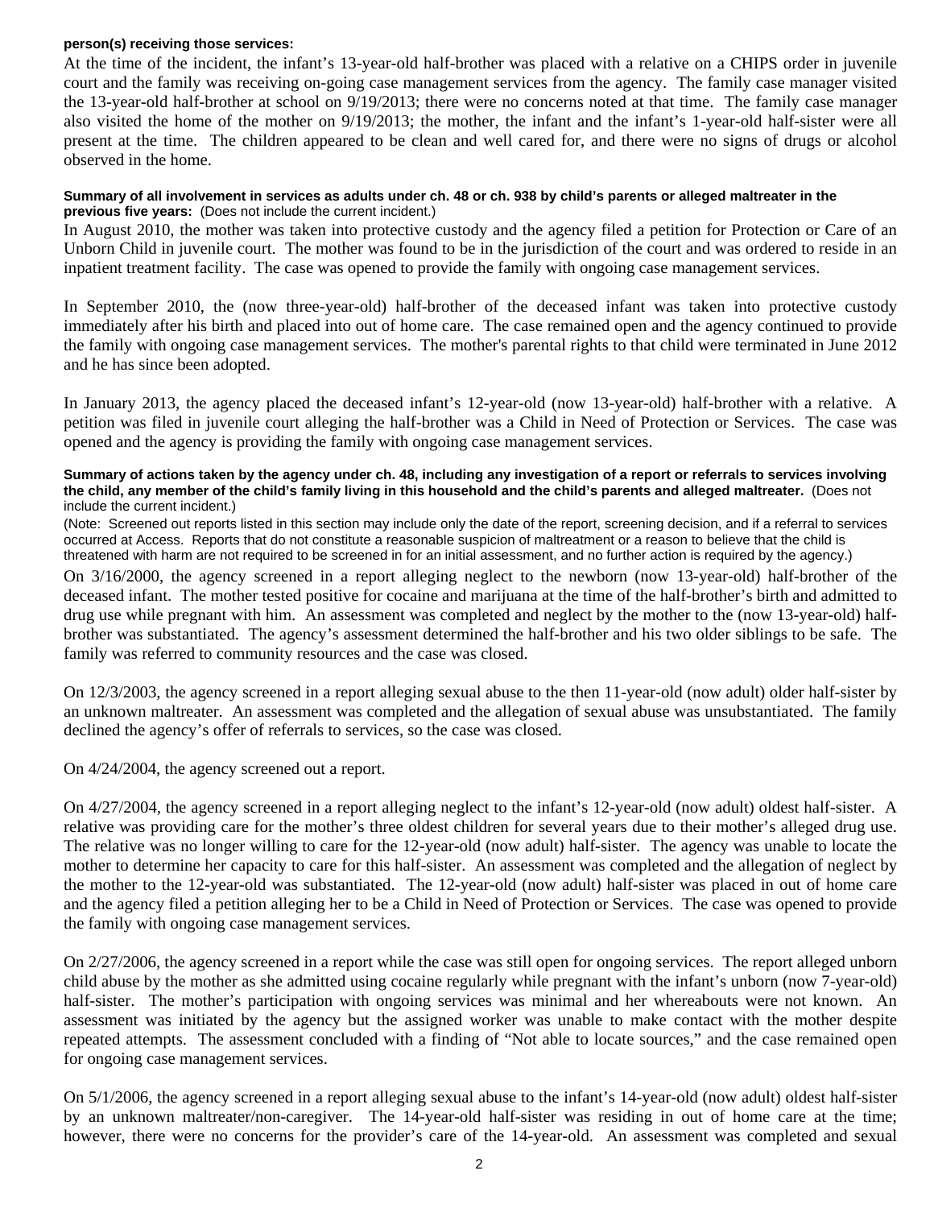**person(s) receiving those services:**

At the time of the incident, the infant's 13-year-old half-brother was placed with a relative on a CHIPS order in juvenile court and the family was receiving on-going case management services from the agency. The family case manager visited the 13-year-old half-brother at school on 9/19/2013; there were no concerns noted at that time. The family case manager also visited the home of the mother on 9/19/2013; the mother, the infant and the infant's 1-year-old half-sister were all present at the time. The children appeared to be clean and well cared for, and there were no signs of drugs or alcohol observed in the home.

**Summary of all involvement in services as adults under ch. 48 or ch. 938 by child's parents or alleged maltreater in the previous five years:** (Does not include the current incident.)

In August 2010, the mother was taken into protective custody and the agency filed a petition for Protection or Care of an Unborn Child in juvenile court. The mother was found to be in the jurisdiction of the court and was ordered to reside in an inpatient treatment facility. The case was opened to provide the family with ongoing case management services.

In September 2010, the (now three-year-old) half-brother of the deceased infant was taken into protective custody immediately after his birth and placed into out of home care. The case remained open and the agency continued to provide the family with ongoing case management services. The mother's parental rights to that child were terminated in June 2012 and he has since been adopted.

In January 2013, the agency placed the deceased infant's 12-year-old (now 13-year-old) half-brother with a relative. A petition was filed in juvenile court alleging the half-brother was a Child in Need of Protection or Services. The case was opened and the agency is providing the family with ongoing case management services.

**Summary of actions taken by the agency under ch. 48, including any investigation of a report or referrals to services involving the child, any member of the child's family living in this household and the child's parents and alleged maltreater.** (Does not include the current incident.)

(Note: Screened out reports listed in this section may include only the date of the report, screening decision, and if a referral to services occurred at Access. Reports that do not constitute a reasonable suspicion of maltreatment or a reason to believe that the child is threatened with harm are not required to be screened in for an initial assessment, and no further action is required by the agency.)

On 3/16/2000, the agency screened in a report alleging neglect to the newborn (now 13-year-old) half-brother of the deceased infant. The mother tested positive for cocaine and marijuana at the time of the half-brother's birth and admitted to drug use while pregnant with him. An assessment was completed and neglect by the mother to the (now 13-year-old) half-brother was substantiated. The agency's assessment determined the half-brother and his two older siblings to be safe. The family was referred to community resources and the case was closed.

On 12/3/2003, the agency screened in a report alleging sexual abuse to the then 11-year-old (now adult) older half-sister by an unknown maltreater. An assessment was completed and the allegation of sexual abuse was unsubstantiated. The family declined the agency's offer of referrals to services, so the case was closed.

On 4/24/2004, the agency screened out a report.

On 4/27/2004, the agency screened in a report alleging neglect to the infant's 12-year-old (now adult) oldest half-sister. A relative was providing care for the mother's three oldest children for several years due to their mother's alleged drug use. The relative was no longer willing to care for the 12-year-old (now adult) half-sister. The agency was unable to locate the mother to determine her capacity to care for this half-sister. An assessment was completed and the allegation of neglect by the mother to the 12-year-old was substantiated. The 12-year-old (now adult) half-sister was placed in out of home care and the agency filed a petition alleging her to be a Child in Need of Protection or Services. The case was opened to provide the family with ongoing case management services.

On 2/27/2006, the agency screened in a report while the case was still open for ongoing services. The report alleged unborn child abuse by the mother as she admitted using cocaine regularly while pregnant with the infant's unborn (now 7-year-old) half-sister. The mother's participation with ongoing services was minimal and her whereabouts were not known. An assessment was initiated by the agency but the assigned worker was unable to make contact with the mother despite repeated attempts. The assessment concluded with a finding of "Not able to locate sources," and the case remained open for ongoing case management services.

On 5/1/2006, the agency screened in a report alleging sexual abuse to the infant's 14-year-old (now adult) oldest half-sister by an unknown maltreater/non-caregiver. The 14-year-old half-sister was residing in out of home care at the time; however, there were no concerns for the provider's care of the 14-year-old. An assessment was completed and sexual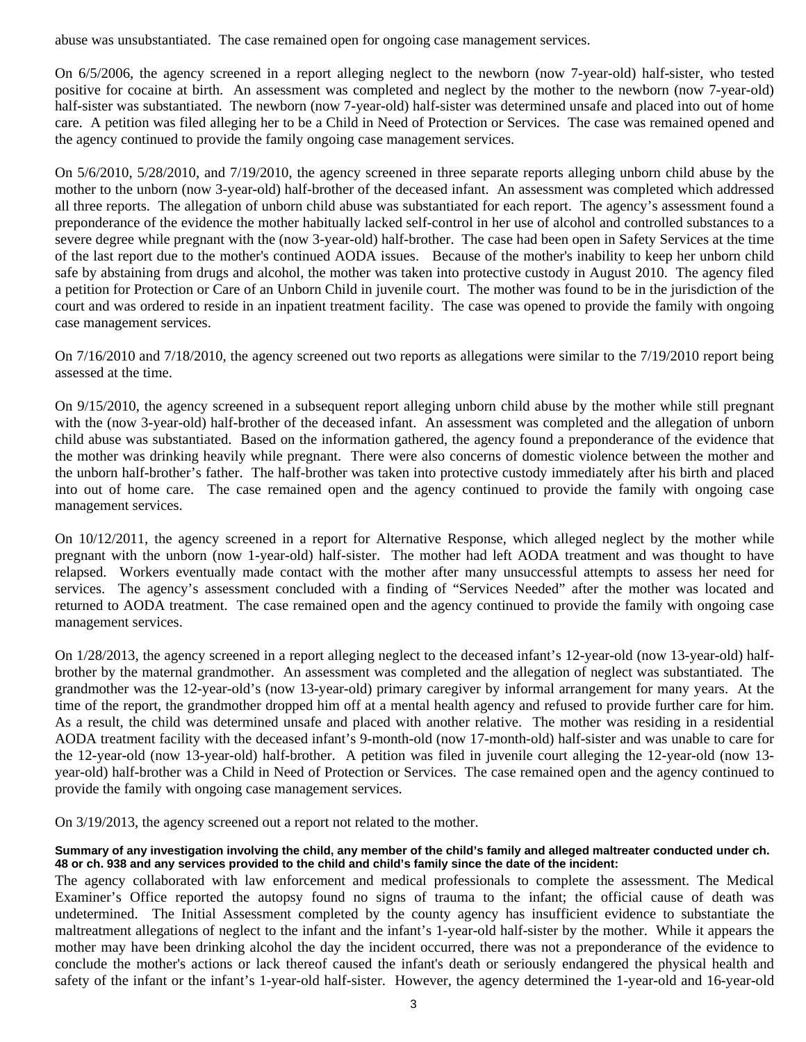abuse was unsubstantiated. The case remained open for ongoing case management services.

On 6/5/2006, the agency screened in a report alleging neglect to the newborn (now 7-year-old) half-sister, who tested positive for cocaine at birth. An assessment was completed and neglect by the mother to the newborn (now 7-year-old) half-sister was substantiated. The newborn (now 7-year-old) half-sister was determined unsafe and placed into out of home care. A petition was filed alleging her to be a Child in Need of Protection or Services. The case was remained opened and the agency continued to provide the family ongoing case management services.

On 5/6/2010, 5/28/2010, and 7/19/2010, the agency screened in three separate reports alleging unborn child abuse by the mother to the unborn (now 3-year-old) half-brother of the deceased infant. An assessment was completed which addressed all three reports. The allegation of unborn child abuse was substantiated for each report. The agency's assessment found a preponderance of the evidence the mother habitually lacked self-control in her use of alcohol and controlled substances to a severe degree while pregnant with the (now 3-year-old) half-brother. The case had been open in Safety Services at the time of the last report due to the mother's continued AODA issues. Because of the mother's inability to keep her unborn child safe by abstaining from drugs and alcohol, the mother was taken into protective custody in August 2010. The agency filed a petition for Protection or Care of an Unborn Child in juvenile court. The mother was found to be in the jurisdiction of the court and was ordered to reside in an inpatient treatment facility. The case was opened to provide the family with ongoing case management services.

On 7/16/2010 and 7/18/2010, the agency screened out two reports as allegations were similar to the 7/19/2010 report being assessed at the time.

On 9/15/2010, the agency screened in a subsequent report alleging unborn child abuse by the mother while still pregnant with the (now 3-year-old) half-brother of the deceased infant. An assessment was completed and the allegation of unborn child abuse was substantiated. Based on the information gathered, the agency found a preponderance of the evidence that the mother was drinking heavily while pregnant. There were also concerns of domestic violence between the mother and the unborn half-brother's father. The half-brother was taken into protective custody immediately after his birth and placed into out of home care. The case remained open and the agency continued to provide the family with ongoing case management services.

On 10/12/2011, the agency screened in a report for Alternative Response, which alleged neglect by the mother while pregnant with the unborn (now 1-year-old) half-sister. The mother had left AODA treatment and was thought to have relapsed. Workers eventually made contact with the mother after many unsuccessful attempts to assess her need for services. The agency's assessment concluded with a finding of "Services Needed" after the mother was located and returned to AODA treatment. The case remained open and the agency continued to provide the family with ongoing case management services.

On 1/28/2013, the agency screened in a report alleging neglect to the deceased infant's 12-year-old (now 13-year-old) half-brother by the maternal grandmother. An assessment was completed and the allegation of neglect was substantiated. The grandmother was the 12-year-old's (now 13-year-old) primary caregiver by informal arrangement for many years. At the time of the report, the grandmother dropped him off at a mental health agency and refused to provide further care for him. As a result, the child was determined unsafe and placed with another relative. The mother was residing in a residential AODA treatment facility with the deceased infant's 9-month-old (now 17-month-old) half-sister and was unable to care for the 12-year-old (now 13-year-old) half-brother. A petition was filed in juvenile court alleging the 12-year-old (now 13-year-old) half-brother was a Child in Need of Protection or Services. The case remained open and the agency continued to provide the family with ongoing case management services.

On 3/19/2013, the agency screened out a report not related to the mother.

**Summary of any investigation involving the child, any member of the child's family and alleged maltreater conducted under ch. 48 or ch. 938 and any services provided to the child and child's family since the date of the incident:**

The agency collaborated with law enforcement and medical professionals to complete the assessment. The Medical Examiner's Office reported the autopsy found no signs of trauma to the infant; the official cause of death was undetermined. The Initial Assessment completed by the county agency has insufficient evidence to substantiate the maltreatment allegations of neglect to the infant and the infant's 1-year-old half-sister by the mother. While it appears the mother may have been drinking alcohol the day the incident occurred, there was not a preponderance of the evidence to conclude the mother's actions or lack thereof caused the infant's death or seriously endangered the physical health and safety of the infant or the infant's 1-year-old half-sister. However, the agency determined the 1-year-old and 16-year-old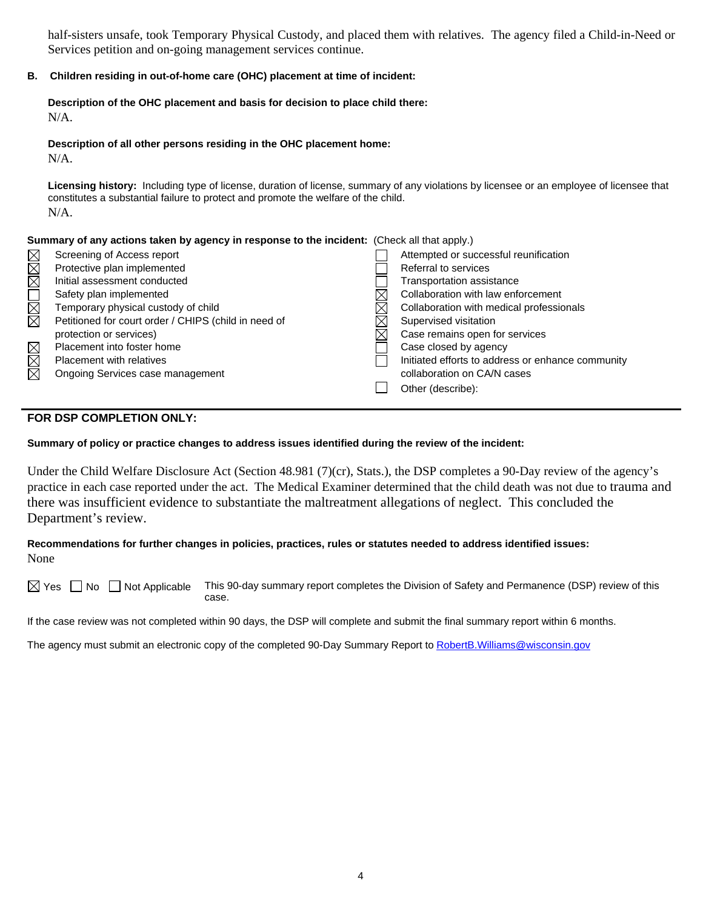half-sisters unsafe, took Temporary Physical Custody, and placed them with relatives. The agency filed a Child-in-Need or Services petition and on-going management services continue.

**B. Children residing in out-of-home care (OHC) placement at time of incident:**

**Description of the OHC placement and basis for decision to place child there:**
N/A.

**Description of all other persons residing in the OHC placement home:**
N/A.

**Licensing history:** Including type of license, duration of license, summary of any violations by licensee or an employee of licensee that constitutes a substantial failure to protect and promote the welfare of the child.
N/A.

**Summary of any actions taken by agency in response to the incident:** (Check all that apply.)

- ☒ Screening of Access report
- ☒ Protective plan implemented
- ☒ Initial assessment conducted
- ☐ Safety plan implemented
- ☒ Temporary physical custody of child
- ☒ Petitioned for court order / CHIPS (child in need of protection or services)
- ☒ Placement into foster home
- ☒ Placement with relatives
- ☒ Ongoing Services case management
- ☐ Attempted or successful reunification
- ☐ Referral to services
- ☐ Transportation assistance
- ☒ Collaboration with law enforcement
- ☒ Collaboration with medical professionals
- ☒ Supervised visitation
- ☒ Case remains open for services
- ☐ Case closed by agency
- ☐ Initiated efforts to address or enhance community collaboration on CA/N cases
- ☐ Other (describe):

---

**FOR DSP COMPLETION ONLY:**

**Summary of policy or practice changes to address issues identified during the review of the incident:**

Under the Child Welfare Disclosure Act (Section 48.981 (7)(cr), Stats.), the DSP completes a 90-Day review of the agency's practice in each case reported under the act. The Medical Examiner determined that the child death was not due to trauma and there was insufficient evidence to substantiate the maltreatment allegations of neglect. This concluded the Department's review.

**Recommendations for further changes in policies, practices, rules or statutes needed to address identified issues:**
None

☒ Yes ☐ No ☐ Not Applicable This 90-day summary report completes the Division of Safety and Permanence (DSP) review of this case.

If the case review was not completed within 90 days, the DSP will complete and submit the final summary report within 6 months.

The agency must submit an electronic copy of the completed 90-Day Summary Report to RobertB.Williams@wisconsin.gov